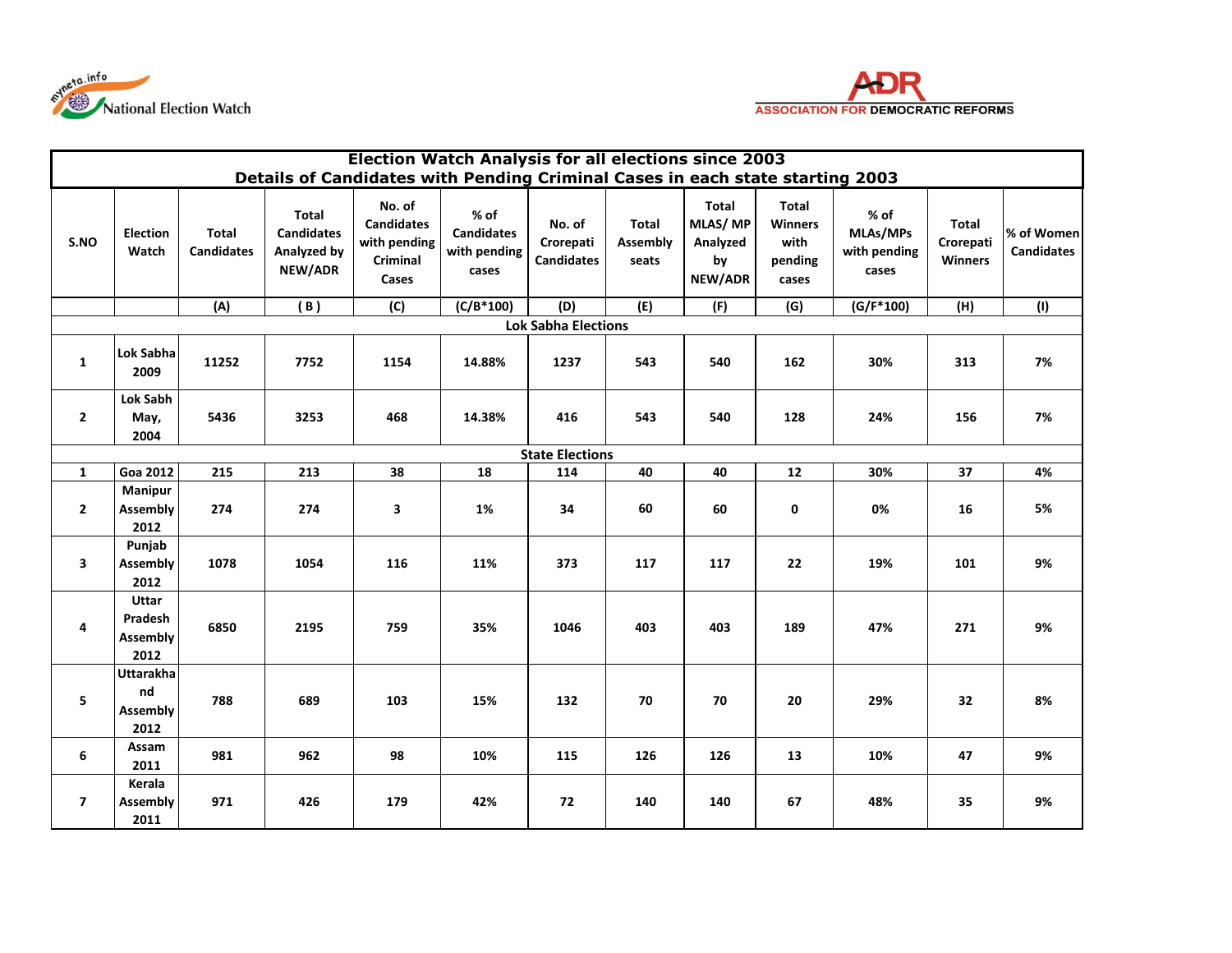myneta.info National Election Watch

ADR ASSOCIATION FOR DEMOCRATIC REFORMS

## Election Watch Analysis for all elections since 2003
## Details of Candidates with Pending Criminal Cases in each state starting 2003

| S.NO | Election Watch | Total Candidates | Total Candidates Analyzed by NEW/ADR | No. of Candidates with pending Criminal Cases | % of Candidates with pending cases | No. of Crorepati Candidates | Total Assembly seats | Total MLAS/ MP Analyzed by NEW/ADR | Total Winners with pending cases | % of MLAs/MPs with pending cases | Total Crorepati Winners | % of Women Candidates |
|---|---|---|---|---|---|---|---|---|---|---|---|---|
| | | (A) | ( B ) | (C) | (C/B*100) | (D) | (E) | (F) | (G) | (G/F*100) | (H) | (I) |
| | | | | | | Lok Sabha Elections | | | | | | |
| 1 | Lok Sabha 2009 | 11252 | 7752 | 1154 | 14.88% | 1237 | 543 | 540 | 162 | 30% | 313 | 7% |
| 2 | Lok Sabh May, 2004 | 5436 | 3253 | 468 | 14.38% | 416 | 543 | 540 | 128 | 24% | 156 | 7% |
| | | | | | | State Elections | | | | | | |
| 1 | Goa 2012 | 215 | 213 | 38 | 18 | 114 | 40 | 40 | 12 | 30% | 37 | 4% |
| 2 | Manipur Assembly 2012 | 274 | 274 | 3 | 1% | 34 | 60 | 60 | 0 | 0% | 16 | 5% |
| 3 | Punjab Assembly 2012 | 1078 | 1054 | 116 | 11% | 373 | 117 | 117 | 22 | 19% | 101 | 9% |
| 4 | Uttar Pradesh Assembly 2012 | 6850 | 2195 | 759 | 35% | 1046 | 403 | 403 | 189 | 47% | 271 | 9% |
| 5 | Uttarakhand Assembly 2012 | 788 | 689 | 103 | 15% | 132 | 70 | 70 | 20 | 29% | 32 | 8% |
| 6 | Assam 2011 | 981 | 962 | 98 | 10% | 115 | 126 | 126 | 13 | 10% | 47 | 9% |
| 7 | Kerala Assembly 2011 | 971 | 426 | 179 | 42% | 72 | 140 | 140 | 67 | 48% | 35 | 9% |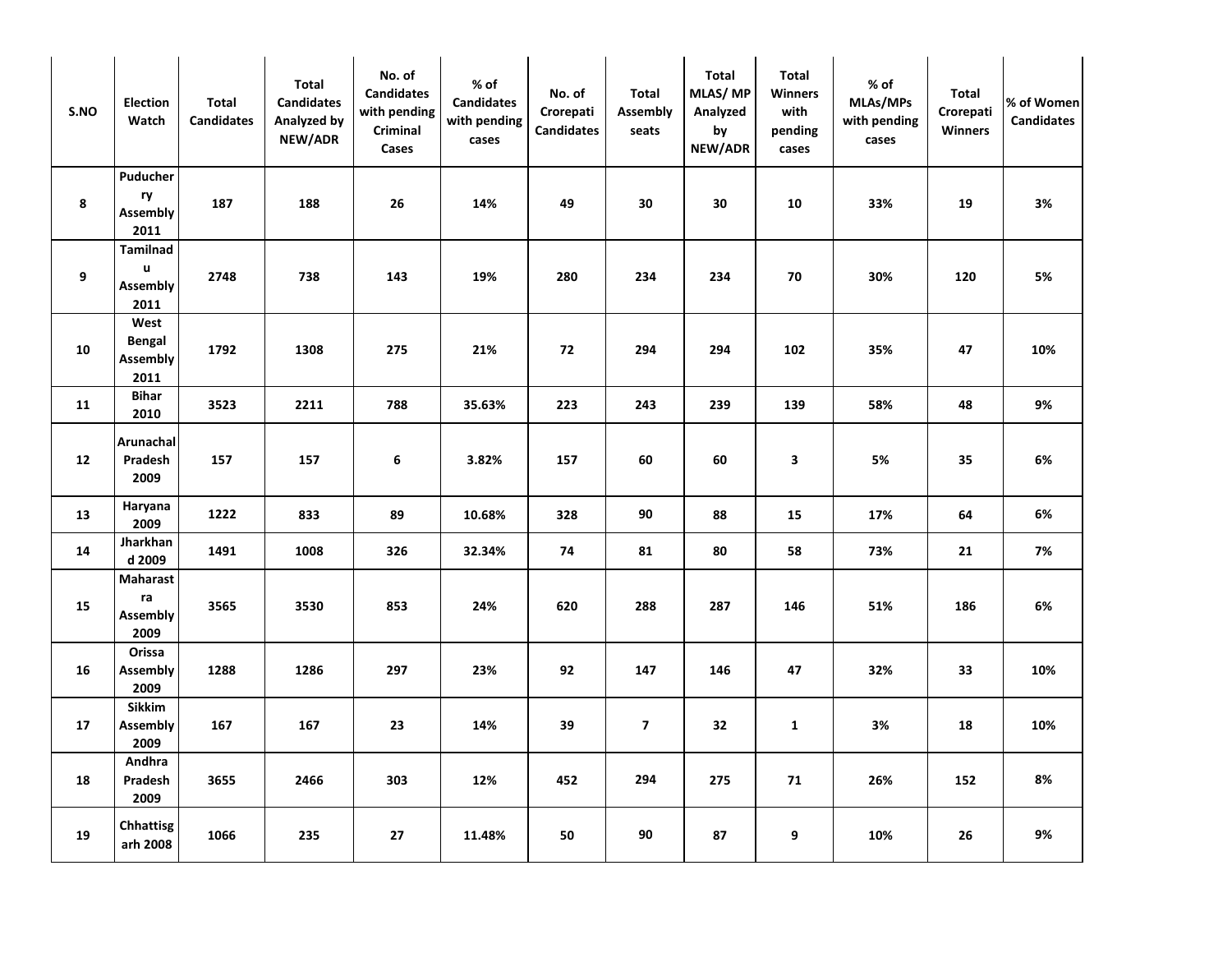| S.NO | Election Watch | Total Candidates | Total Candidates Analyzed by NEW/ADR | No. of Candidates with pending Criminal Cases | % of Candidates with pending cases | No. of Crorepati Candidates | Total Assembly seats | Total MLAS/ MP Analyzed by NEW/ADR | Total Winners with pending cases | % of MLAs/MPs with pending cases | Total Crorepati Winners | % of Women Candidates |
|---|---|---|---|---|---|---|---|---|---|---|---|---|
| 8 | Puducherry Assembly 2011 | 187 | 188 | 26 | 14% | 49 | 30 | 30 | 10 | 33% | 19 | 3% |
| 9 | Tamilnadu Assembly 2011 | 2748 | 738 | 143 | 19% | 280 | 234 | 234 | 70 | 30% | 120 | 5% |
| 10 | West Bengal Assembly 2011 | 1792 | 1308 | 275 | 21% | 72 | 294 | 294 | 102 | 35% | 47 | 10% |
| 11 | Bihar 2010 | 3523 | 2211 | 788 | 35.63% | 223 | 243 | 239 | 139 | 58% | 48 | 9% |
| 12 | Arunachal Pradesh 2009 | 157 | 157 | 6 | 3.82% | 157 | 60 | 60 | 3 | 5% | 35 | 6% |
| 13 | Haryana 2009 | 1222 | 833 | 89 | 10.68% | 328 | 90 | 88 | 15 | 17% | 64 | 6% |
| 14 | Jharkhand 2009 | 1491 | 1008 | 326 | 32.34% | 74 | 81 | 80 | 58 | 73% | 21 | 7% |
| 15 | Maharastra Assembly 2009 | 3565 | 3530 | 853 | 24% | 620 | 288 | 287 | 146 | 51% | 186 | 6% |
| 16 | Orissa Assembly 2009 | 1288 | 1286 | 297 | 23% | 92 | 147 | 146 | 47 | 32% | 33 | 10% |
| 17 | Sikkim Assembly 2009 | 167 | 167 | 23 | 14% | 39 | 7 | 32 | 1 | 3% | 18 | 10% |
| 18 | Andhra Pradesh 2009 | 3655 | 2466 | 303 | 12% | 452 | 294 | 275 | 71 | 26% | 152 | 8% |
| 19 | Chhattisgarh 2008 | 1066 | 235 | 27 | 11.48% | 50 | 90 | 87 | 9 | 10% | 26 | 9% |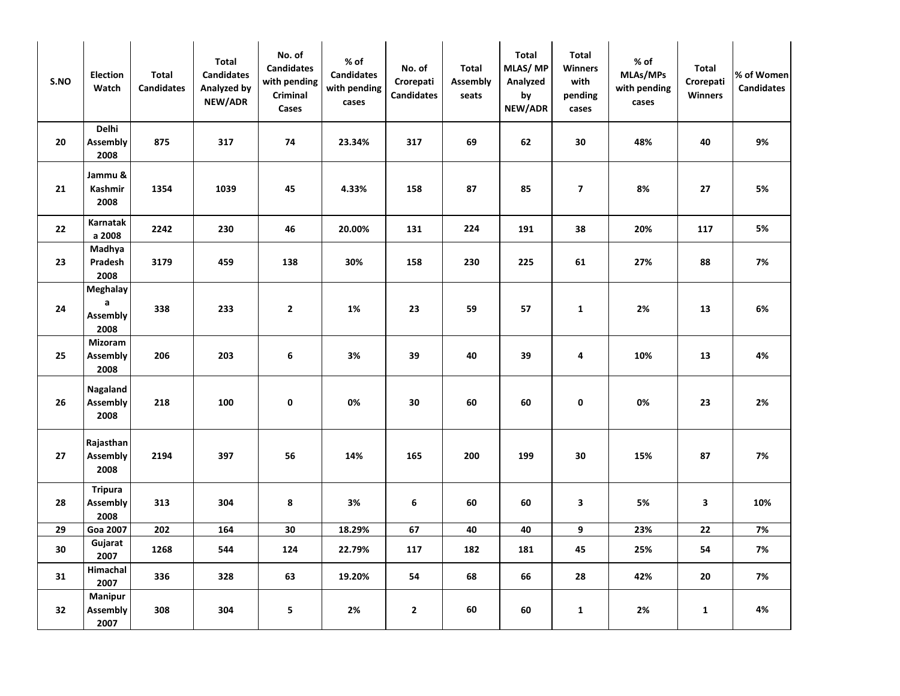| S.NO | Election Watch | Total Candidates | Total Candidates Analyzed by NEW/ADR | No. of Candidates with pending Criminal Cases | % of Candidates with pending cases | No. of Crorepati Candidates | Total Assembly seats | Total MLAS/ MP Analyzed by NEW/ADR | Total Winners with pending cases | % of MLAs/MPs with pending cases | Total Crorepati Winners | % of Women Candidates |
|---|---|---|---|---|---|---|---|---|---|---|---|---|
| 20 | Delhi Assembly 2008 | 875 | 317 | 74 | 23.34% | 317 | 69 | 62 | 30 | 48% | 40 | 9% |
| 21 | Jammu & Kashmir 2008 | 1354 | 1039 | 45 | 4.33% | 158 | 87 | 85 | 7 | 8% | 27 | 5% |
| 22 | Karnataka 2008 | 2242 | 230 | 46 | 20.00% | 131 | 224 | 191 | 38 | 20% | 117 | 5% |
| 23 | Madhya Pradesh 2008 | 3179 | 459 | 138 | 30% | 158 | 230 | 225 | 61 | 27% | 88 | 7% |
| 24 | Meghalaya Assembly 2008 | 338 | 233 | 2 | 1% | 23 | 59 | 57 | 1 | 2% | 13 | 6% |
| 25 | Mizoram Assembly 2008 | 206 | 203 | 6 | 3% | 39 | 40 | 39 | 4 | 10% | 13 | 4% |
| 26 | Nagaland Assembly 2008 | 218 | 100 | 0 | 0% | 30 | 60 | 60 | 0 | 0% | 23 | 2% |
| 27 | Rajasthan Assembly 2008 | 2194 | 397 | 56 | 14% | 165 | 200 | 199 | 30 | 15% | 87 | 7% |
| 28 | Tripura Assembly 2008 | 313 | 304 | 8 | 3% | 6 | 60 | 60 | 3 | 5% | 3 | 10% |
| 29 | Goa 2007 | 202 | 164 | 30 | 18.29% | 67 | 40 | 40 | 9 | 23% | 22 | 7% |
| 30 | Gujarat 2007 | 1268 | 544 | 124 | 22.79% | 117 | 182 | 181 | 45 | 25% | 54 | 7% |
| 31 | Himachal 2007 | 336 | 328 | 63 | 19.20% | 54 | 68 | 66 | 28 | 42% | 20 | 7% |
| 32 | Manipur Assembly 2007 | 308 | 304 | 5 | 2% | 2 | 60 | 60 | 1 | 2% | 1 | 4% |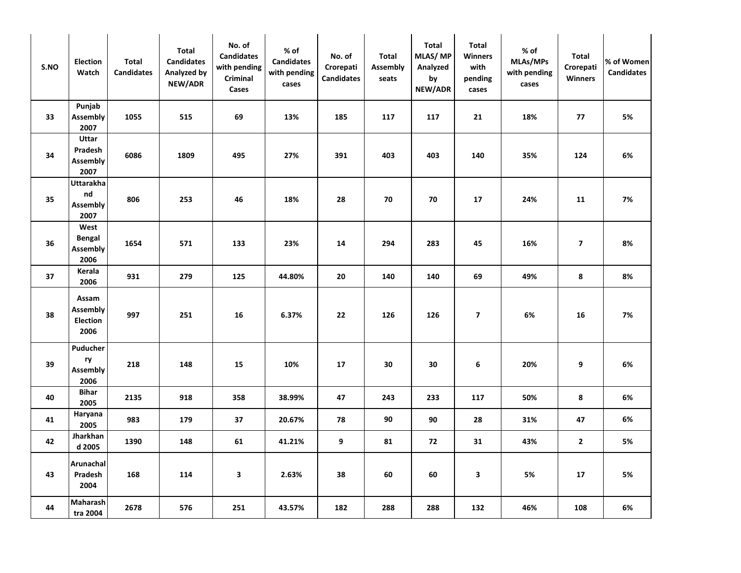| S.NO | Election Watch | Total Candidates | Total Candidates Analyzed by NEW/ADR | No. of Candidates with pending Criminal Cases | % of Candidates with pending cases | No. of Crorepati Candidates | Total Assembly seats | Total MLAS/ MP Analyzed by NEW/ADR | Total Winners with pending cases | % of MLAs/MPs with pending cases | Total Crorepati Winners | % of Women Candidates |
|---|---|---|---|---|---|---|---|---|---|---|---|---|
| 33 | Punjab Assembly 2007 | 1055 | 515 | 69 | 13% | 185 | 117 | 117 | 21 | 18% | 77 | 5% |
| 34 | Uttar Pradesh Assembly 2007 | 6086 | 1809 | 495 | 27% | 391 | 403 | 403 | 140 | 35% | 124 | 6% |
| 35 | Uttarakhand Assembly 2007 | 806 | 253 | 46 | 18% | 28 | 70 | 70 | 17 | 24% | 11 | 7% |
| 36 | West Bengal Assembly 2006 | 1654 | 571 | 133 | 23% | 14 | 294 | 283 | 45 | 16% | 7 | 8% |
| 37 | Kerala 2006 | 931 | 279 | 125 | 44.80% | 20 | 140 | 140 | 69 | 49% | 8 | 8% |
| 38 | Assam Assembly Election 2006 | 997 | 251 | 16 | 6.37% | 22 | 126 | 126 | 7 | 6% | 16 | 7% |
| 39 | Puducherry Assembly 2006 | 218 | 148 | 15 | 10% | 17 | 30 | 30 | 6 | 20% | 9 | 6% |
| 40 | Bihar 2005 | 2135 | 918 | 358 | 38.99% | 47 | 243 | 233 | 117 | 50% | 8 | 6% |
| 41 | Haryana 2005 | 983 | 179 | 37 | 20.67% | 78 | 90 | 90 | 28 | 31% | 47 | 6% |
| 42 | Jharkhand 2005 | 1390 | 148 | 61 | 41.21% | 9 | 81 | 72 | 31 | 43% | 2 | 5% |
| 43 | Arunachal Pradesh 2004 | 168 | 114 | 3 | 2.63% | 38 | 60 | 60 | 3 | 5% | 17 | 5% |
| 44 | Maharashtra 2004 | 2678 | 576 | 251 | 43.57% | 182 | 288 | 288 | 132 | 46% | 108 | 6% |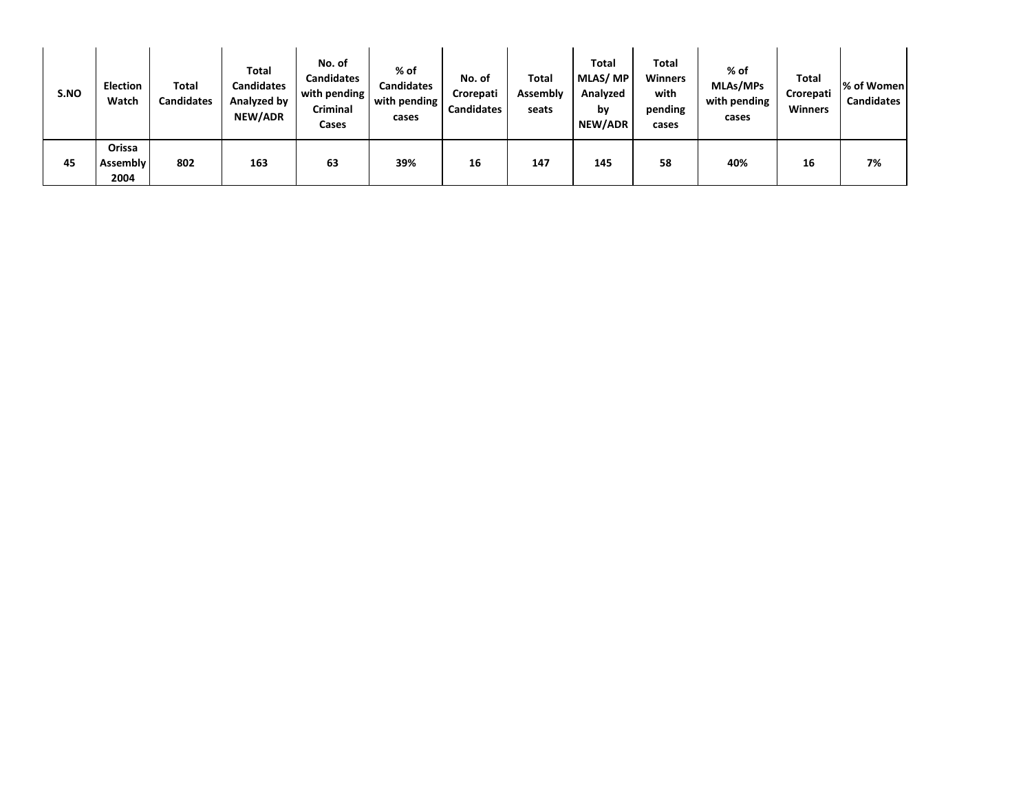| S.NO | Election Watch | Total Candidates | Total Candidates Analyzed by NEW/ADR | No. of Candidates with pending Criminal Cases | % of Candidates with pending cases | No. of Crorepati Candidates | Total Assembly seats | Total MLAS/ MP Analyzed by NEW/ADR | Total Winners with pending cases | % of MLAs/MPs with pending cases | Total Crorepati Winners | % of Women Candidates |
|---|---|---|---|---|---|---|---|---|---|---|---|---|
| 45 | Orissa Assembly 2004 | 802 | 163 | 63 | 39% | 16 | 147 | 145 | 58 | 40% | 16 | 7% |